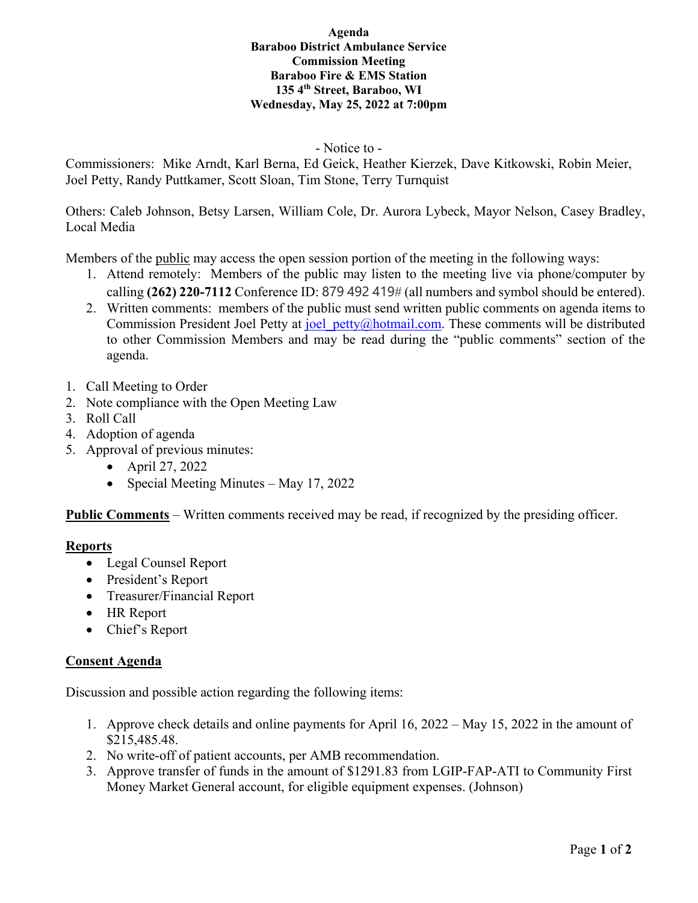**Agenda**
**Baraboo District Ambulance Service**
**Commission Meeting**
**Baraboo Fire & EMS Station**
**135 4th Street, Baraboo, WI**
**Wednesday, May 25, 2022 at 7:00pm**

- Notice to -

Commissioners: Mike Arndt, Karl Berna, Ed Geick, Heather Kierzek, Dave Kitkowski, Robin Meier, Joel Petty, Randy Puttkamer, Scott Sloan, Tim Stone, Terry Turnquist

Others: Caleb Johnson, Betsy Larsen, William Cole, Dr. Aurora Lybeck, Mayor Nelson, Casey Bradley, Local Media

Members of the public may access the open session portion of the meeting in the following ways:

1. Attend remotely: Members of the public may listen to the meeting live via phone/computer by calling **(262) 220-7112** Conference ID: 879 492 419# (all numbers and symbol should be entered).
2. Written comments: members of the public must send written public comments on agenda items to Commission President Joel Petty at joel_petty@hotmail.com. These comments will be distributed to other Commission Members and may be read during the "public comments" section of the agenda.

1. Call Meeting to Order
2. Note compliance with the Open Meeting Law
3. Roll Call
4. Adoption of agenda
5. Approval of previous minutes:
   - April 27, 2022
   - Special Meeting Minutes – May 17, 2022

**Public Comments** – Written comments received may be read, if recognized by the presiding officer.

**Reports**

- Legal Counsel Report
- President's Report
- Treasurer/Financial Report
- HR Report
- Chief's Report

**Consent Agenda**

Discussion and possible action regarding the following items:

1. Approve check details and online payments for April 16, 2022 – May 15, 2022 in the amount of $215,485.48.
2. No write-off of patient accounts, per AMB recommendation.
3. Approve transfer of funds in the amount of $1291.83 from LGIP-FAP-ATI to Community First Money Market General account, for eligible equipment expenses. (Johnson)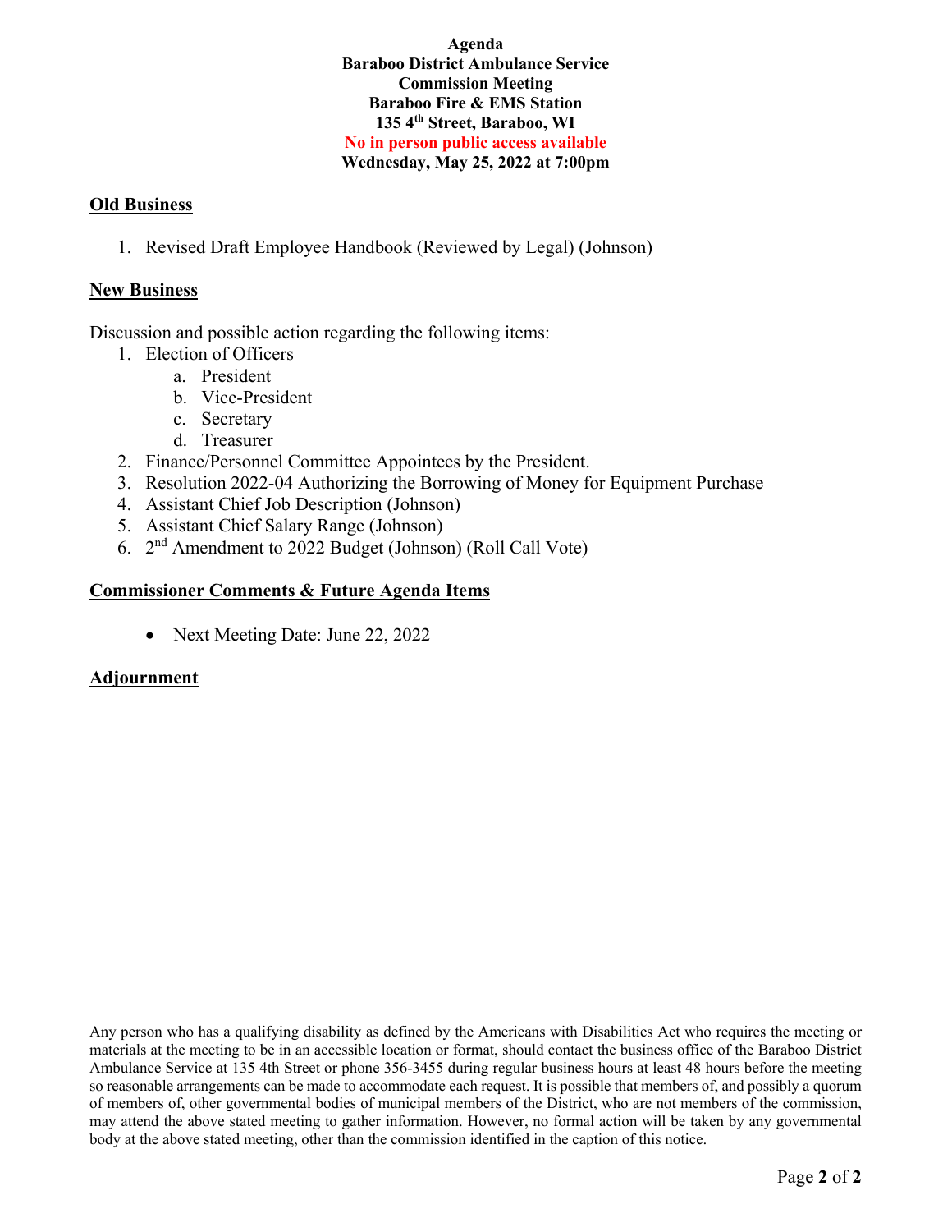**Agenda**
**Baraboo District Ambulance Service**
**Commission Meeting**
**Baraboo Fire & EMS Station**
**135 4th Street, Baraboo, WI**
**No in person public access available**
**Wednesday, May 25, 2022 at 7:00pm**

## Old Business

1. Revised Draft Employee Handbook (Reviewed by Legal) (Johnson)

## New Business

Discussion and possible action regarding the following items:

1. Election of Officers
   a. President
   b. Vice-President
   c. Secretary
   d. Treasurer
2. Finance/Personnel Committee Appointees by the President.
3. Resolution 2022-04 Authorizing the Borrowing of Money for Equipment Purchase
4. Assistant Chief Job Description (Johnson)
5. Assistant Chief Salary Range (Johnson)
6. 2nd Amendment to 2022 Budget (Johnson) (Roll Call Vote)

## Commissioner Comments & Future Agenda Items

- Next Meeting Date: June 22, 2022

## Adjournment

Any person who has a qualifying disability as defined by the Americans with Disabilities Act who requires the meeting or materials at the meeting to be in an accessible location or format, should contact the business office of the Baraboo District Ambulance Service at 135 4th Street or phone 356-3455 during regular business hours at least 48 hours before the meeting so reasonable arrangements can be made to accommodate each request. It is possible that members of, and possibly a quorum of members of, other governmental bodies of municipal members of the District, who are not members of the commission, may attend the above stated meeting to gather information. However, no formal action will be taken by any governmental body at the above stated meeting, other than the commission identified in the caption of this notice.